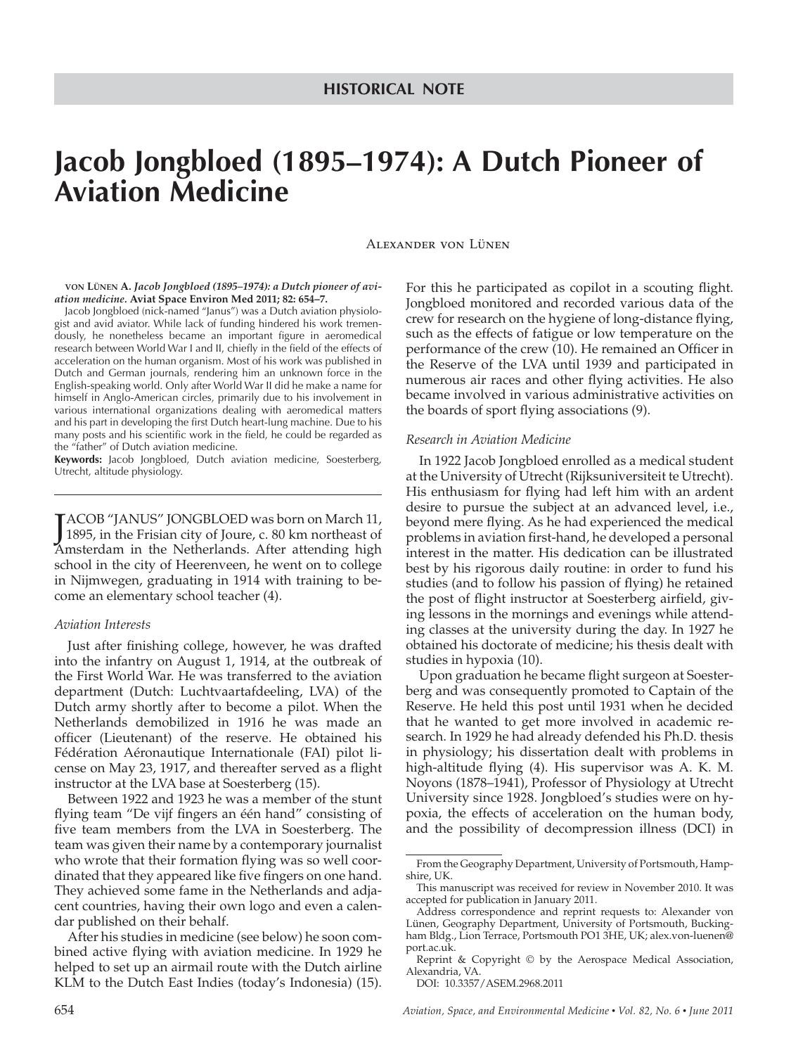**HISTORICAL NOTE**

# Jacob Jongbloed (1895–1974): A Dutch Pioneer of Aviation Medicine

Alexander von Lünen

**von Lünen A.** ***Jacob Jongbloed (1895–1974): a Dutch pioneer of aviation medicine.*** **Aviat Space Environ Med 2011; 82: 654–7.**

Jacob Jongbloed (nick-named "Janus") was a Dutch aviation physiologist and avid aviator. While lack of funding hindered his work tremendously, he nonetheless became an important figure in aeromedical research between World War I and II, chiefly in the field of the effects of acceleration on the human organism. Most of his work was published in Dutch and German journals, rendering him an unknown force in the English-speaking world. Only after World War II did he make a name for himself in Anglo-American circles, primarily due to his involvement in various international organizations dealing with aeromedical matters and his part in developing the first Dutch heart-lung machine. Due to his many posts and his scientific work in the field, he could be regarded as the "father" of Dutch aviation medicine.

**Keywords:** Jacob Jongbloed, Dutch aviation medicine, Soesterberg, Utrecht, altitude physiology.

JACOB "JANUS" JONGBLOED was born on March 11, 1895, in the Frisian city of Joure, c. 80 km northeast of Amsterdam in the Netherlands. After attending high school in the city of Heerenveen, he went on to college in Nijmwegen, graduating in 1914 with training to become an elementary school teacher (4).

### *Aviation Interests*

Just after finishing college, however, he was drafted into the infantry on August 1, 1914, at the outbreak of the First World War. He was transferred to the aviation department (Dutch: Luchtvaartafdeeling, LVA) of the Dutch army shortly after to become a pilot. When the Netherlands demobilized in 1916 he was made an officer (Lieutenant) of the reserve. He obtained his Fédération Aéronautique Internationale (FAI) pilot license on May 23, 1917, and thereafter served as a flight instructor at the LVA base at Soesterberg (15).

Between 1922 and 1923 he was a member of the stunt flying team "De vijf fingers an één hand" consisting of five team members from the LVA in Soesterberg. The team was given their name by a contemporary journalist who wrote that their formation flying was so well coordinated that they appeared like five fingers on one hand. They achieved some fame in the Netherlands and adjacent countries, having their own logo and even a calendar published on their behalf.

After his studies in medicine (see below) he soon combined active flying with aviation medicine. In 1929 he helped to set up an airmail route with the Dutch airline KLM to the Dutch East Indies (today's Indonesia) (15). For this he participated as copilot in a scouting flight. Jongbloed monitored and recorded various data of the crew for research on the hygiene of long-distance flying, such as the effects of fatigue or low temperature on the performance of the crew (10). He remained an Officer in the Reserve of the LVA until 1939 and participated in numerous air races and other flying activities. He also became involved in various administrative activities on the boards of sport flying associations (9).

### *Research in Aviation Medicine*

In 1922 Jacob Jongbloed enrolled as a medical student at the University of Utrecht (Rijksuniversiteit te Utrecht). His enthusiasm for flying had left him with an ardent desire to pursue the subject at an advanced level, i.e., beyond mere flying. As he had experienced the medical problems in aviation first-hand, he developed a personal interest in the matter. His dedication can be illustrated best by his rigorous daily routine: in order to fund his studies (and to follow his passion of flying) he retained the post of flight instructor at Soesterberg airfield, giving lessons in the mornings and evenings while attending classes at the university during the day. In 1927 he obtained his doctorate of medicine; his thesis dealt with studies in hypoxia (10).

Upon graduation he became flight surgeon at Soesterberg and was consequently promoted to Captain of the Reserve. He held this post until 1931 when he decided that he wanted to get more involved in academic research. In 1929 he had already defended his Ph.D. thesis in physiology; his dissertation dealt with problems in high-altitude flying (4). His supervisor was A. K. M. Noyons (1878–1941), Professor of Physiology at Utrecht University since 1928. Jongbloed's studies were on hypoxia, the effects of acceleration on the human body, and the possibility of decompression illness (DCI) in

From the Geography Department, University of Portsmouth, Hampshire, UK.

This manuscript was received for review in November 2010. It was accepted for publication in January 2011.

Address correspondence and reprint requests to: Alexander von Lünen, Geography Department, University of Portsmouth, Buckingham Bldg., Lion Terrace, Portsmouth PO1 3HE, UK; alex.von-luenen@port.ac.uk.

Reprint & Copyright © by the Aerospace Medical Association, Alexandria, VA.

DOI: 10.3357/ASEM.2968.2011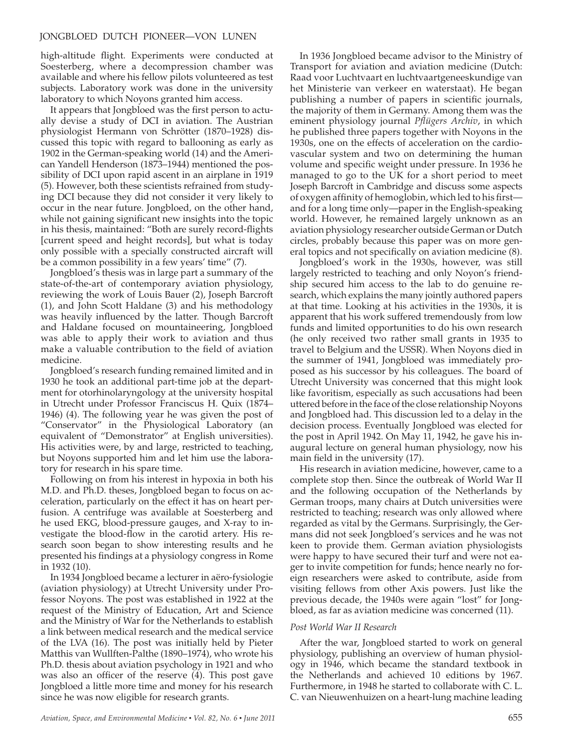high-altitude flight. Experiments were conducted at Soesterberg, where a decompression chamber was available and where his fellow pilots volunteered as test subjects. Laboratory work was done in the university laboratory to which Noyons granted him access.

It appears that Jongbloed was the first person to actually devise a study of DCI in aviation. The Austrian physiologist Hermann von Schrötter (1870–1928) discussed this topic with regard to ballooning as early as 1902 in the German-speaking world (14) and the American Yandell Henderson (1873–1944) mentioned the possibility of DCI upon rapid ascent in an airplane in 1919 (5). However, both these scientists refrained from studying DCI because they did not consider it very likely to occur in the near future. Jongbloed, on the other hand, while not gaining significant new insights into the topic in his thesis, maintained: "Both are surely record-flights [current speed and height records], but what is today only possible with a specially constructed aircraft will be a common possibility in a few years' time" (7).

Jongbloed's thesis was in large part a summary of the state-of-the-art of contemporary aviation physiology, reviewing the work of Louis Bauer (2), Joseph Barcroft (1), and John Scott Haldane (3) and his methodology was heavily influenced by the latter. Though Barcroft and Haldane focused on mountaineering, Jongbloed was able to apply their work to aviation and thus make a valuable contribution to the field of aviation medicine.

Jongbloed's research funding remained limited and in 1930 he took an additional part-time job at the department for otorhinolaryngology at the university hospital in Utrecht under Professor Franciscus H. Quix (1874–1946) (4). The following year he was given the post of "Conservator" in the Physiological Laboratory (an equivalent of "Demonstrator" at English universities). His activities were, by and large, restricted to teaching, but Noyons supported him and let him use the laboratory for research in his spare time.

Following on from his interest in hypoxia in both his M.D. and Ph.D. theses, Jongbloed began to focus on acceleration, particularly on the effect it has on heart perfusion. A centrifuge was available at Soesterberg and he used EKG, blood-pressure gauges, and X-ray to investigate the blood-flow in the carotid artery. His research soon began to show interesting results and he presented his findings at a physiology congress in Rome in 1932 (10).

In 1934 Jongbloed became a lecturer in aëro-fysiologie (aviation physiology) at Utrecht University under Professor Noyons. The post was established in 1922 at the request of the Ministry of Education, Art and Science and the Ministry of War for the Netherlands to establish a link between medical research and the medical service of the LVA (16). The post was initially held by Pieter Matthis van Wullftén-Palthe (1890–1974), who wrote his Ph.D. thesis about aviation psychology in 1921 and who was also an officer of the reserve (4). This post gave Jongbloed a little more time and money for his research since he was now eligible for research grants.

In 1936 Jongbloed became advisor to the Ministry of Transport for aviation and aviation medicine (Dutch: Raad voor Luchtvaart en luchtvaartgeneeskundige van het Ministerie van verkeer en waterstaat). He began publishing a number of papers in scientific journals, the majority of them in Germany. Among them was the eminent physiology journal *Pflügers Archiv*, in which he published three papers together with Noyons in the 1930s, one on the effects of acceleration on the cardiovascular system and two on determining the human volume and specific weight under pressure. In 1936 he managed to go to the UK for a short period to meet Joseph Barcroft in Cambridge and discuss some aspects of oxygen affinity of hemoglobin, which led to his first—and for a long time only—paper in the English-speaking world. However, he remained largely unknown as an aviation physiology researcher outside German or Dutch circles, probably because this paper was on more general topics and not specifically on aviation medicine (8).

Jongbloed's work in the 1930s, however, was still largely restricted to teaching and only Noyon's friendship secured him access to the lab to do genuine research, which explains the many jointly authored papers at that time. Looking at his activities in the 1930s, it is apparent that his work suffered tremendously from low funds and limited opportunities to do his own research (he only received two rather small grants in 1935 to travel to Belgium and the USSR). When Noyons died in the summer of 1941, Jongbloed was immediately proposed as his successor by his colleagues. The board of Utrecht University was concerned that this might look like favoritism, especially as such accusations had been uttered before in the face of the close relationship Noyons and Jongbloed had. This discussion led to a delay in the decision process. Eventually Jongbloed was elected for the post in April 1942. On May 11, 1942, he gave his inaugural lecture on general human physiology, now his main field in the university (17).

His research in aviation medicine, however, came to a complete stop then. Since the outbreak of World War II and the following occupation of the Netherlands by German troops, many chairs at Dutch universities were restricted to teaching; research was only allowed where regarded as vital by the Germans. Surprisingly, the Germans did not seek Jongbloed's services and he was not keen to provide them. German aviation physiologists were happy to have secured their turf and were not eager to invite competition for funds; hence nearly no foreign researchers were asked to contribute, aside from visiting fellows from other Axis powers. Just like the previous decade, the 1940s were again "lost" for Jongbloed, as far as aviation medicine was concerned (11).

### *Post World War II Research*

After the war, Jongbloed started to work on general physiology, publishing an overview of human physiology in 1946, which became the standard textbook in the Netherlands and achieved 10 editions by 1967. Furthermore, in 1948 he started to collaborate with C. L. C. van Nieuwenhuizen on a heart-lung machine leading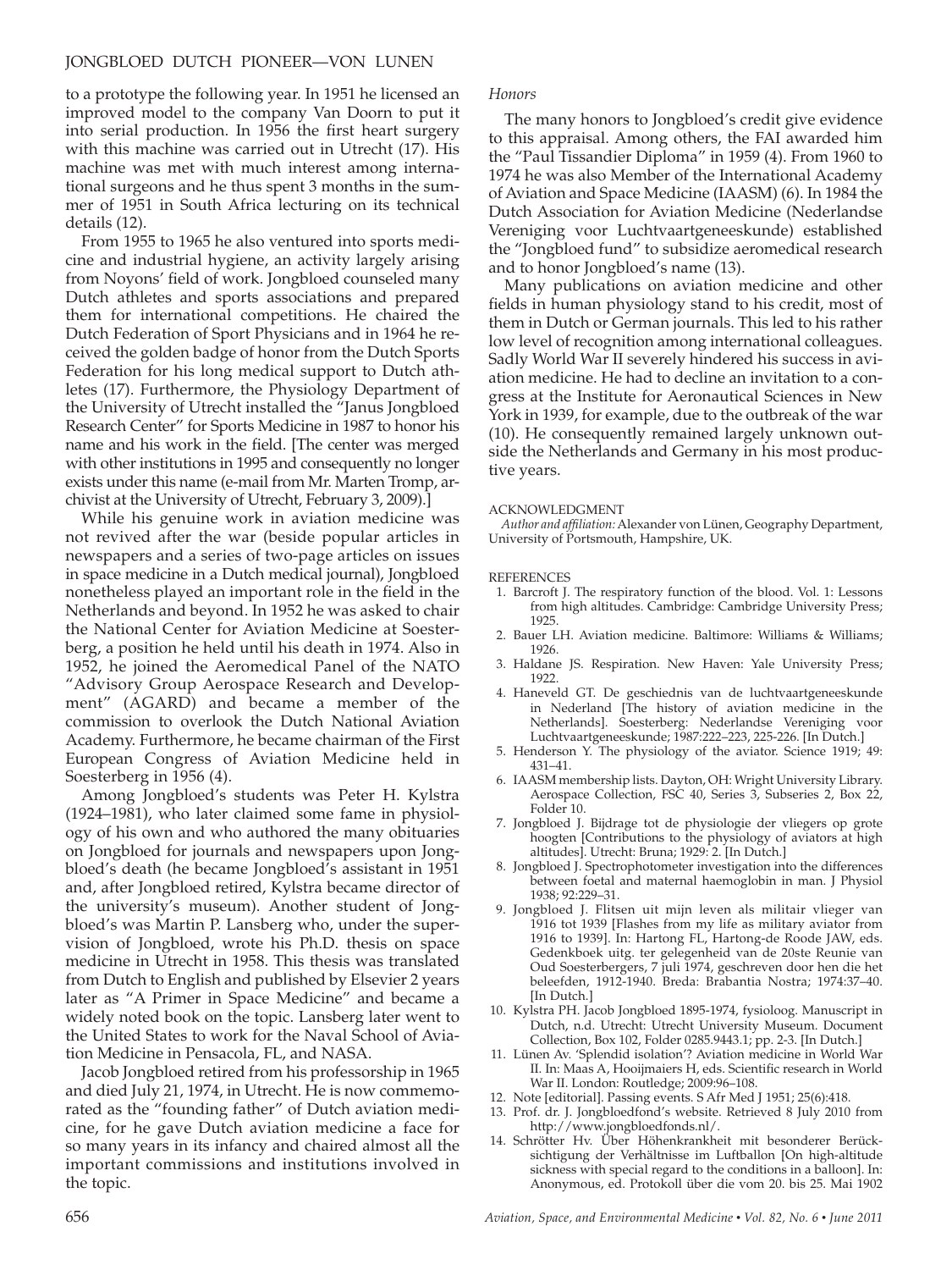to a prototype the following year. In 1951 he licensed an improved model to the company Van Doorn to put it into serial production. In 1956 the first heart surgery with this machine was carried out in Utrecht (17). His machine was met with much interest among international surgeons and he thus spent 3 months in the summer of 1951 in South Africa lecturing on its technical details (12).

From 1955 to 1965 he also ventured into sports medicine and industrial hygiene, an activity largely arising from Noyons' field of work. Jongbloed counseled many Dutch athletes and sports associations and prepared them for international competitions. He chaired the Dutch Federation of Sport Physicians and in 1964 he received the golden badge of honor from the Dutch Sports Federation for his long medical support to Dutch athletes (17). Furthermore, the Physiology Department of the University of Utrecht installed the "Janus Jongbloed Research Center" for Sports Medicine in 1987 to honor his name and his work in the field. [The center was merged with other institutions in 1995 and consequently no longer exists under this name (e-mail from Mr. Marten Tromp, archivist at the University of Utrecht, February 3, 2009).]

While his genuine work in aviation medicine was not revived after the war (beside popular articles in newspapers and a series of two-page articles on issues in space medicine in a Dutch medical journal), Jongbloed nonetheless played an important role in the field in the Netherlands and beyond. In 1952 he was asked to chair the National Center for Aviation Medicine at Soesterberg, a position he held until his death in 1974. Also in 1952, he joined the Aeromedical Panel of the NATO "Advisory Group Aerospace Research and Development" (AGARD) and became a member of the commission to overlook the Dutch National Aviation Academy. Furthermore, he became chairman of the First European Congress of Aviation Medicine held in Soesterberg in 1956 (4).

Among Jongbloed's students was Peter H. Kylstra (1924–1981), who later claimed some fame in physiology of his own and who authored the many obituaries on Jongbloed for journals and newspapers upon Jongbloed's death (he became Jongbloed's assistant in 1951 and, after Jongbloed retired, Kylstra became director of the university's museum). Another student of Jongbloed's was Martin P. Lansberg who, under the supervision of Jongbloed, wrote his Ph.D. thesis on space medicine in Utrecht in 1958. This thesis was translated from Dutch to English and published by Elsevier 2 years later as "A Primer in Space Medicine" and became a widely noted book on the topic. Lansberg later went to the United States to work for the Naval School of Aviation Medicine in Pensacola, FL, and NASA.

Jacob Jongbloed retired from his professorship in 1965 and died July 21, 1974, in Utrecht. He is now commemorated as the "founding father" of Dutch aviation medicine, for he gave Dutch aviation medicine a face for so many years in its infancy and chaired almost all the important commissions and institutions involved in the topic.

### *Honors*

The many honors to Jongbloed's credit give evidence to this appraisal. Among others, the FAI awarded him the "Paul Tissandier Diploma" in 1959 (4). From 1960 to 1974 he was also Member of the International Academy of Aviation and Space Medicine (IAASM) (6). In 1984 the Dutch Association for Aviation Medicine (Nederlandse Vereniging voor Luchtvaartgeneeskunde) established the "Jongbloed fund" to subsidize aeromedical research and to honor Jongbloed's name (13).

Many publications on aviation medicine and other fields in human physiology stand to his credit, most of them in Dutch or German journals. This led to his rather low level of recognition among international colleagues. Sadly World War II severely hindered his success in aviation medicine. He had to decline an invitation to a congress at the Institute for Aeronautical Sciences in New York in 1939, for example, due to the outbreak of the war (10). He consequently remained largely unknown outside the Netherlands and Germany in his most productive years.

## ACKNOWLEDGMENT

*Author and affiliation:* Alexander von Lünen, Geography Department, University of Portsmouth, Hampshire, UK.

## REFERENCES

1. Barcroft J. The respiratory function of the blood. Vol. 1: Lessons from high altitudes. Cambridge: Cambridge University Press; 1925.
2. Bauer LH. Aviation medicine. Baltimore: Williams & Williams; 1926.
3. Haldane JS. Respiration. New Haven: Yale University Press; 1922.
4. Haneveld GT. De geschiednis van de luchtvaartgeneeskunde in Nederland [The history of aviation medicine in the Netherlands]. Soesterberg: Nederlandse Vereniging voor Luchtvaartgeneeskunde; 1987:222–223, 225-226. [In Dutch.]
5. Henderson Y. The physiology of the aviator. Science 1919; 49: 431–41.
6. IAASM membership lists. Dayton, OH: Wright University Library. Aerospace Collection, FSC 40, Series 3, Subseries 2, Box 22, Folder 10.
7. Jongbloed J. Bijdrage tot de physiologie der vliegers op grote hoogten [Contributions to the physiology of aviators at high altitudes]. Utrecht: Bruna; 1929: 2. [In Dutch.]
8. Jongbloed J. Spectrophotometer investigation into the differences between foetal and maternal haemoglobin in man. J Physiol 1938; 92:229–31.
9. Jongbloed J. Flitsen uit mijn leven als militair vlieger van 1916 tot 1939 [Flashes from my life as military aviator from 1916 to 1939]. In: Hartong FL, Hartong-de Roode JAW, eds. Gedenkboek uitg. ter gelegenheid van de 20ste Reunie van Oud Soesterbergers, 7 juli 1974, geschreven door hen die het beleefden, 1912-1940. Breda: Brabantia Nostra; 1974:37–40. [In Dutch.]
10. Kylstra PH. Jacob Jongbloed 1895-1974, fysioloog. Manuscript in Dutch, n.d. Utrecht: Utrecht University Museum. Document Collection, Box 102, Folder 0285.9443.1; pp. 2-3. [In Dutch.]
11. Lünen Av. 'Splendid isolation'? Aviation medicine in World War II. In: Maas A, Hooijmaiers H, eds. Scientific research in World War II. London: Routledge; 2009:96–108.
12. Note [editorial]. Passing events. S Afr Med J 1951; 25(6):418.
13. Prof. dr. J. Jongbloedfond's website. Retrieved 8 July 2010 from http://www.jongbloedfonds.nl/.
14. Schrötter Hv. Über Höhenkrankheit mit besonderer Berücksichtigung der Verhältnisse im Luftballon [On high-altitude sickness with special regard to the conditions in a balloon]. In: Anonymous, ed. Protokoll über die vom 20. bis 25. Mai 1902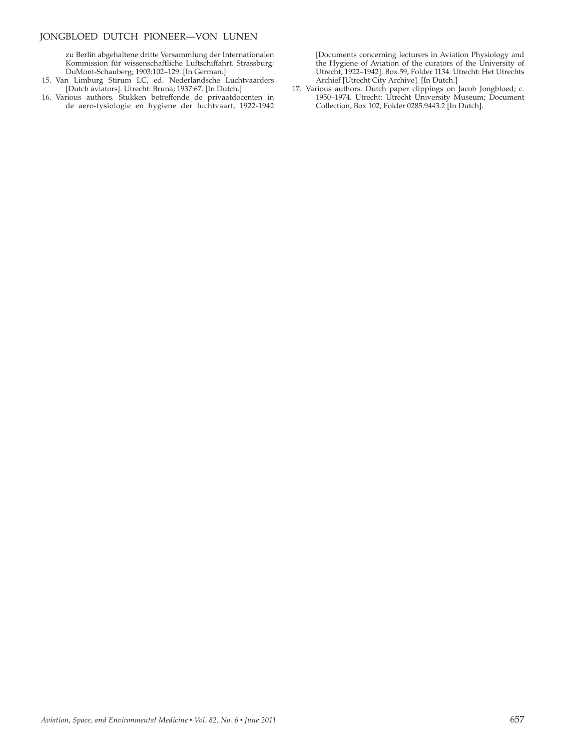zu Berlin abgehaltene dritte Versammlung der Internationalen Kommission für wissenschaftliche Luftschiffahrt. Strassburg: DuMont-Schauberg; 1903:102–129. [In German.]

15. Van Limburg Stirum LC, ed. Nederlandsche Luchtvaarders [Dutch aviators]. Utrecht: Bruna; 1937:67. [In Dutch.]
16. Various authors. Stukken betreffende de privaatdocenten in de aero-fysiologie en hygiene der luchtvaart, 1922-1942 [Documents concerning lecturers in Aviation Physiology and the Hygiene of Aviation of the curators of the University of Utrecht, 1922–1942]. Box 59, Folder 1134. Utrecht: Het Utrechts Archief [Utrecht City Archive]. [In Dutch.]
17. Various authors. Dutch paper clippings on Jacob Jongbloed; c. 1950–1974. Utrecht: Utrecht University Museum; Document Collection, Box 102, Folder 0285.9443.2 [In Dutch].